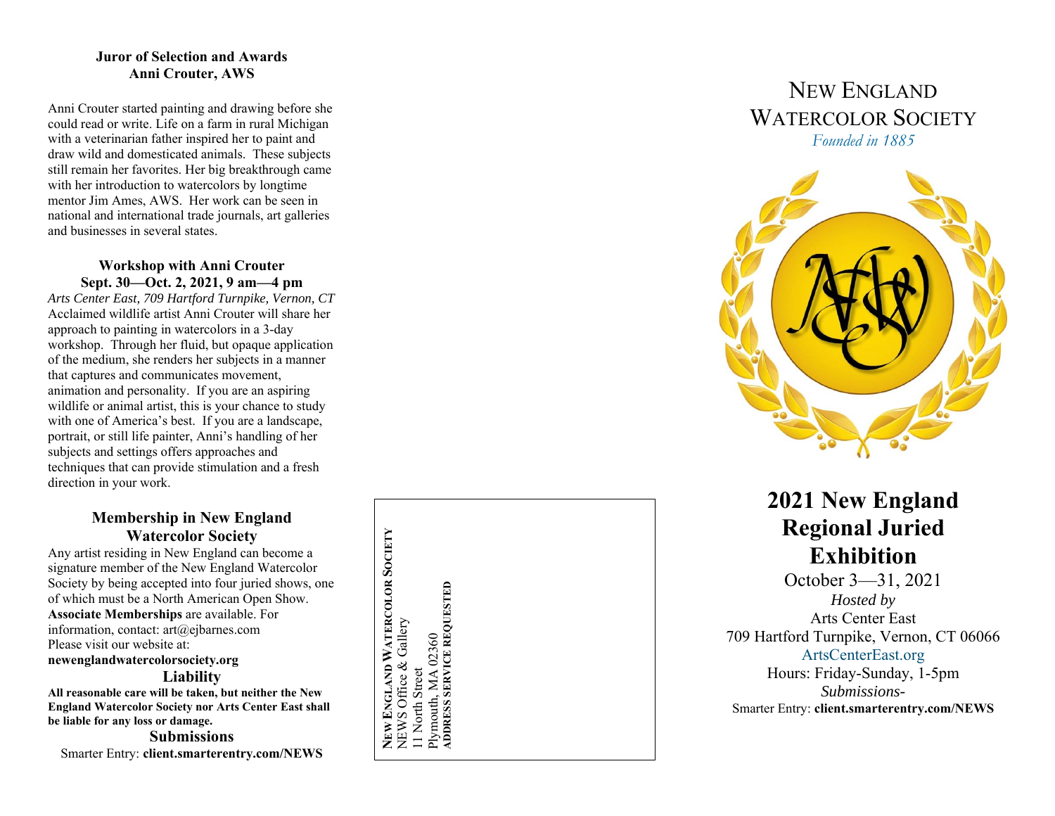**Juror of Selection and Awards**
**Anni Crouter, AWS**

Anni Crouter started painting and drawing before she could read or write. Life on a farm in rural Michigan with a veterinarian father inspired her to paint and draw wild and domesticated animals. These subjects still remain her favorites. Her big breakthrough came with her introduction to watercolors by longtime mentor Jim Ames, AWS. Her work can be seen in national and international trade journals, art galleries and businesses in several states.

**Workshop with Anni Crouter**
**Sept. 30—Oct. 2, 2021, 9 am—4 pm**

*Arts Center East, 709 Hartford Turnpike, Vernon, CT*

Acclaimed wildlife artist Anni Crouter will share her approach to painting in watercolors in a 3-day workshop. Through her fluid, but opaque application of the medium, she renders her subjects in a manner that captures and communicates movement, animation and personality. If you are an aspiring wildlife or animal artist, this is your chance to study with one of America's best. If you are a landscape, portrait, or still life painter, Anni's handling of her subjects and settings offers approaches and techniques that can provide stimulation and a fresh direction in your work.

## Membership in New England Watercolor Society

Any artist residing in New England can become a signature member of the New England Watercolor Society by being accepted into four juried shows, one of which must be a North American Open Show. **Associate Memberships** are available. For information, contact: art@ejbarnes.com

Please visit our website at:
**newenglandwatercolorsociety.org**

## Liability

**All reasonable care will be taken, but neither the New England Watercolor Society nor Arts Center East shall be liable for any loss or damage.**

## Submissions

Smarter Entry: **client.smarterentry.com/NEWS**

**NEW ENGLAND WATERCOLOR SOCIETY**
NEWS Office & Gallery
11 North Street
Plymouth, MA 02360
**ADDRESS SERVICE REQUESTED**

# NEW ENGLAND WATERCOLOR SOCIETY

*Founded in 1885*

# 2021 New England Regional Juried Exhibition

October 3—31, 2021

*Hosted by*

Arts Center East
709 Hartford Turnpike, Vernon, CT 06066
ArtsCenterEast.org
Hours: Friday-Sunday, 1-5pm

*Submissions-*
Smarter Entry: **client.smarterentry.com/NEWS**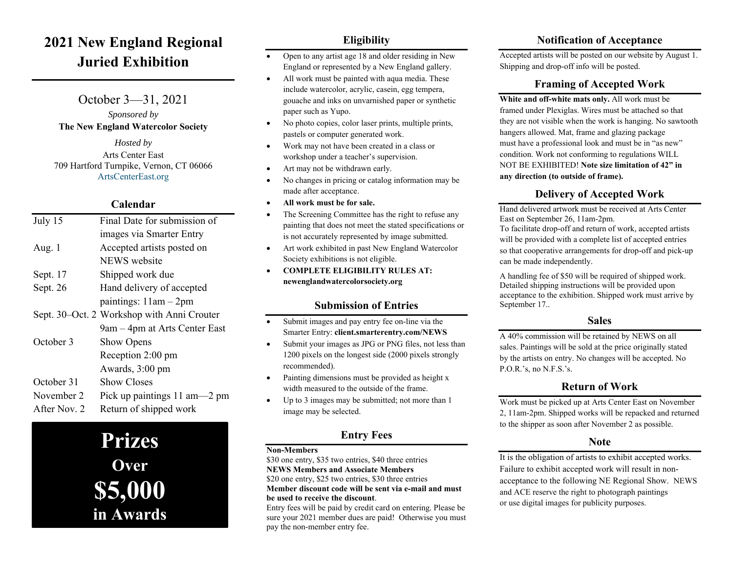# 2021 New England Regional Juried Exhibition

October 3—31, 2021

*Sponsored by*

**The New England Watercolor Society**

*Hosted by*

Arts Center East
709 Hartford Turnpike, Vernon, CT 06066
ArtsCenterEast.org

## Calendar

| | |
|---|---|
| July 15 | Final Date for submission of images via Smarter Entry |
| Aug. 1 | Accepted artists posted on NEWS website |
| Sept. 17 | Shipped work due |
| Sept. 26 | Hand delivery of accepted paintings: 11am – 2pm |
| Sept. 30–Oct. 2 | Workshop with Anni Crouter 9am – 4pm at Arts Center East |
| October 3 | Show Opens<br>Reception 2:00 pm<br>Awards, 3:00 pm |
| October 31 | Show Closes |
| November 2 | Pick up paintings 11 am—2 pm |
| After Nov. 2 | Return of shipped work |

**Prizes Over $5,000 in Awards**

## Eligibility

- Open to any artist age 18 and older residing in New England or represented by a New England gallery.
- All work must be painted with aqua media. These include watercolor, acrylic, casein, egg tempera, gouache and inks on unvarnished paper or synthetic paper such as Yupo.
- No photo copies, color laser prints, multiple prints, pastels or computer generated work.
- Work may not have been created in a class or workshop under a teacher's supervision.
- Art may not be withdrawn early.
- No changes in pricing or catalog information may be made after acceptance.
- **All work must be for sale.**
- The Screening Committee has the right to refuse any painting that does not meet the stated specifications or is not accurately represented by image submitted.
- Art work exhibited in past New England Watercolor Society exhibitions is not eligible.
- **COMPLETE ELIGIBILITY RULES AT: newenglandwatercolorsociety.org**

## Submission of Entries

- Submit images and pay entry fee on-line via the Smarter Entry: **client.smarterentry.com/NEWS**
- Submit your images as JPG or PNG files, not less than 1200 pixels on the longest side (2000 pixels strongly recommended).
- Painting dimensions must be provided as height x width measured to the outside of the frame.
- Up to 3 images may be submitted; not more than 1 image may be selected.

## Entry Fees

**Non-Members**
$30 one entry, $35 two entries, $40 three entries
**NEWS Members and Associate Members**
$20 one entry, $25 two entries, $30 three entries
**Member discount code will be sent via e-mail and must be used to receive the discount**.
Entry fees will be paid by credit card on entering. Please be sure your 2021 member dues are paid! Otherwise you must pay the non-member entry fee.

## Notification of Acceptance

Accepted artists will be posted on our website by August 1. Shipping and drop-off info will be posted.

## Framing of Accepted Work

**White and off-white mats only.** All work must be framed under Plexiglas. Wires must be attached so that they are not visible when the work is hanging. No sawtooth hangers allowed. Mat, frame and glazing package must have a professional look and must be in "as new" condition. Work not conforming to regulations WILL NOT BE EXHIBITED! **Note size limitation of 42" in any direction (to outside of frame).**

## Delivery of Accepted Work

Hand delivered artwork must be received at Arts Center East on September 26, 11am-2pm.
To facilitate drop-off and return of work, accepted artists will be provided with a complete list of accepted entries so that cooperative arrangements for drop-off and pick-up can be made independently.

A handling fee of $50 will be required of shipped work. Detailed shipping instructions will be provided upon acceptance to the exhibition. Shipped work must arrive by September 17..

## Sales

A 40% commission will be retained by NEWS on all sales. Paintings will be sold at the price originally stated by the artists on entry. No changes will be accepted. No P.O.R.'s, no N.F.S.'s.

## Return of Work

Work must be picked up at Arts Center East on November 2, 11am-2pm. Shipped works will be repacked and returned to the shipper as soon after November 2 as possible.

## Note

It is the obligation of artists to exhibit accepted works. Failure to exhibit accepted work will result in non-acceptance to the following NE Regional Show. NEWS and ACE reserve the right to photograph paintings or use digital images for publicity purposes.